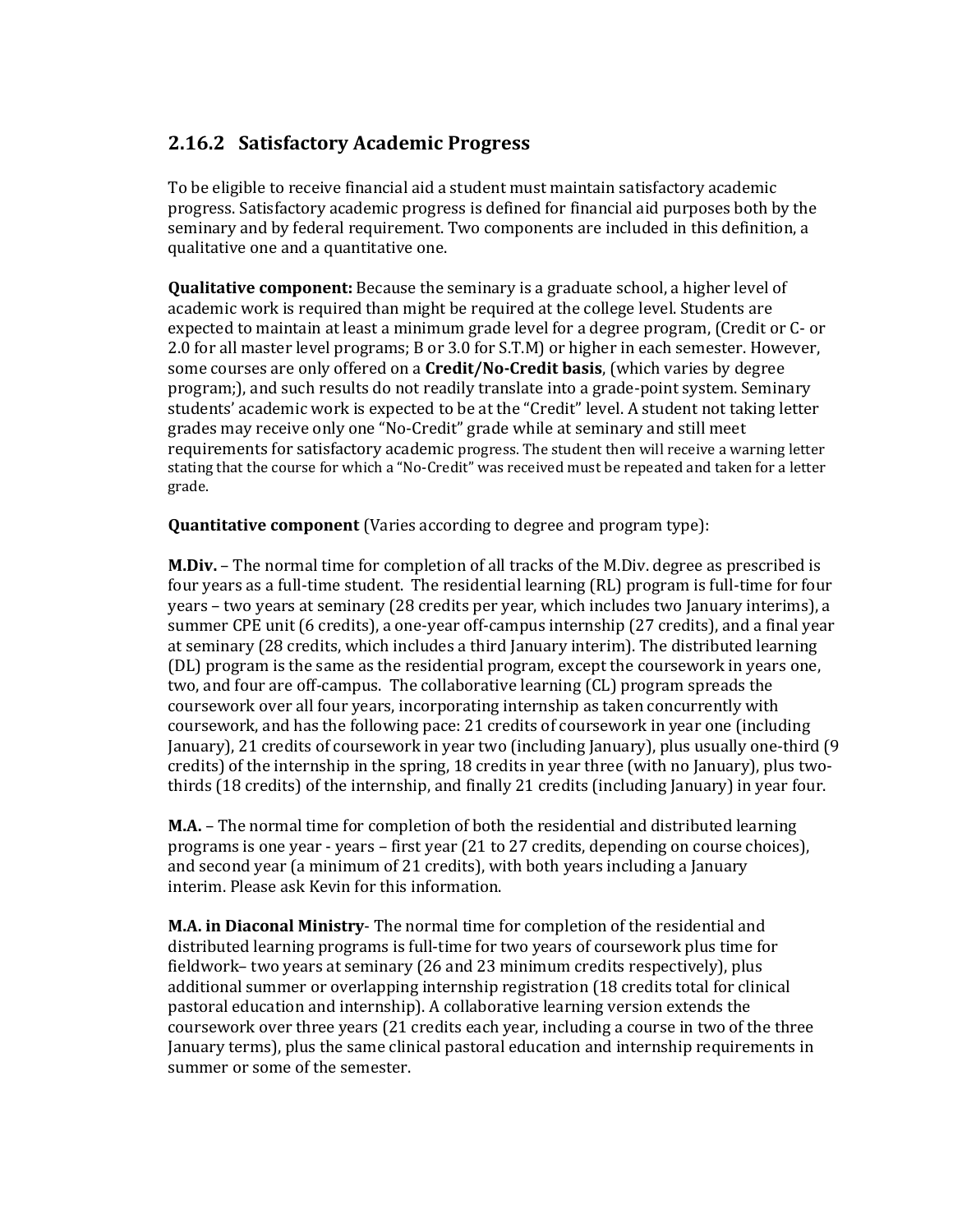## 2.16.2 Satisfactory Academic Progress

To be eligible to receive financial aid a student must maintain satisfactory academic progress. Satisfactory academic progress is defined for financial aid purposes both by the seminary and by federal requirement. Two components are included in this definition, a qualitative one and a quantitative one.

**Qualitative component:** Because the seminary is a graduate school, a higher level of academic work is required than might be required at the college level. Students are expected to maintain at least a minimum grade level for a degree program, (Credit or C- or 2.0 for all master level programs; B or 3.0 for S.T.M) or higher in each semester. However, some courses are only offered on a **Credit/No-Credit basis**, (which varies by degree program;), and such results do not readily translate into a grade-point system. Seminary students' academic work is expected to be at the "Credit" level. A student not taking letter grades may receive only one "No-Credit" grade while at seminary and still meet requirements for satisfactory academic progress. The student then will receive a warning letter stating that the course for which a "No-Credit" was received must be repeated and taken for a letter grade.

**Quantitative component** (Varies according to degree and program type):

**M.Div.** – The normal time for completion of all tracks of the M.Div. degree as prescribed is four years as a full-time student. The residential learning (RL) program is full-time for four years – two years at seminary (28 credits per year, which includes two January interims), a summer CPE unit (6 credits), a one-year off-campus internship (27 credits), and a final year at seminary (28 credits, which includes a third January interim). The distributed learning (DL) program is the same as the residential program, except the coursework in years one, two, and four are off-campus. The collaborative learning (CL) program spreads the coursework over all four years, incorporating internship as taken concurrently with coursework, and has the following pace: 21 credits of coursework in year one (including January), 21 credits of coursework in year two (including January), plus usually one-third (9 credits) of the internship in the spring, 18 credits in year three (with no January), plus two-thirds (18 credits) of the internship, and finally 21 credits (including January) in year four.

**M.A.** – The normal time for completion of both the residential and distributed learning programs is one year - years – first year (21 to 27 credits, depending on course choices), and second year (a minimum of 21 credits), with both years including a January interim. Please ask Kevin for this information.

**M.A. in Diaconal Ministry**- The normal time for completion of the residential and distributed learning programs is full-time for two years of coursework plus time for fieldwork– two years at seminary (26 and 23 minimum credits respectively), plus additional summer or overlapping internship registration (18 credits total for clinical pastoral education and internship). A collaborative learning version extends the coursework over three years (21 credits each year, including a course in two of the three January terms), plus the same clinical pastoral education and internship requirements in summer or some of the semester.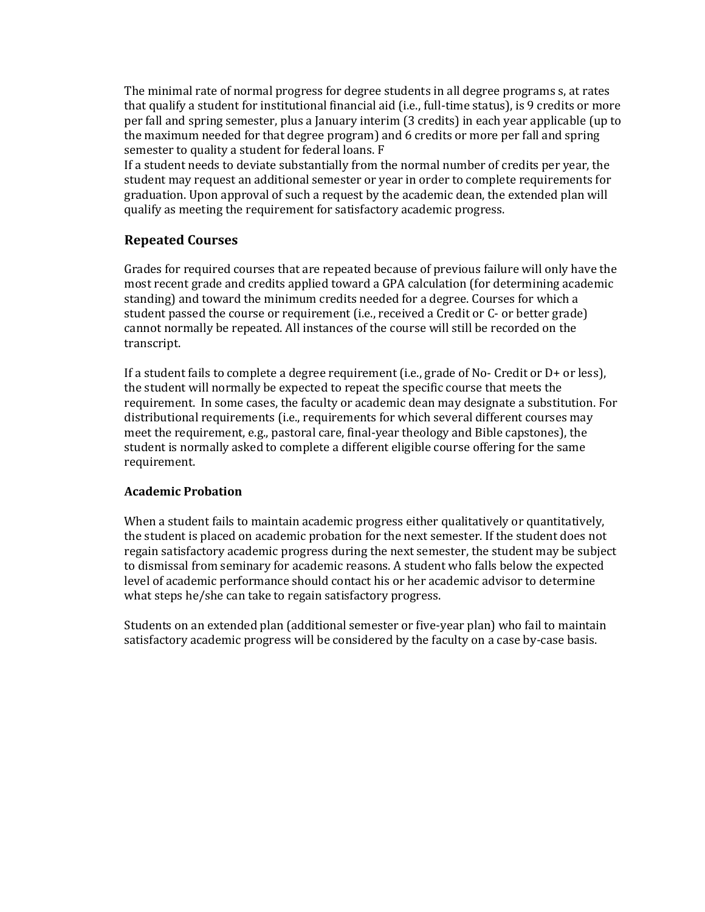The minimal rate of normal progress for degree students in all degree programs s, at rates that qualify a student for institutional financial aid (i.e., full-time status), is 9 credits or more per fall and spring semester, plus a January interim (3 credits) in each year applicable (up to the maximum needed for that degree program) and 6 credits or more per fall and spring semester to quality a student for federal loans. F

If a student needs to deviate substantially from the normal number of credits per year, the student may request an additional semester or year in order to complete requirements for graduation. Upon approval of such a request by the academic dean, the extended plan will qualify as meeting the requirement for satisfactory academic progress.

## Repeated Courses

Grades for required courses that are repeated because of previous failure will only have the most recent grade and credits applied toward a GPA calculation (for determining academic standing) and toward the minimum credits needed for a degree. Courses for which a student passed the course or requirement (i.e., received a Credit or C- or better grade) cannot normally be repeated. All instances of the course will still be recorded on the transcript.

If a student fails to complete a degree requirement (i.e., grade of No- Credit or D+ or less), the student will normally be expected to repeat the specific course that meets the requirement. In some cases, the faculty or academic dean may designate a substitution. For distributional requirements (i.e., requirements for which several different courses may meet the requirement, e.g., pastoral care, final-year theology and Bible capstones), the student is normally asked to complete a different eligible course offering for the same requirement.

### Academic Probation

When a student fails to maintain academic progress either qualitatively or quantitatively, the student is placed on academic probation for the next semester. If the student does not regain satisfactory academic progress during the next semester, the student may be subject to dismissal from seminary for academic reasons. A student who falls below the expected level of academic performance should contact his or her academic advisor to determine what steps he/she can take to regain satisfactory progress.

Students on an extended plan (additional semester or five-year plan) who fail to maintain satisfactory academic progress will be considered by the faculty on a case by-case basis.